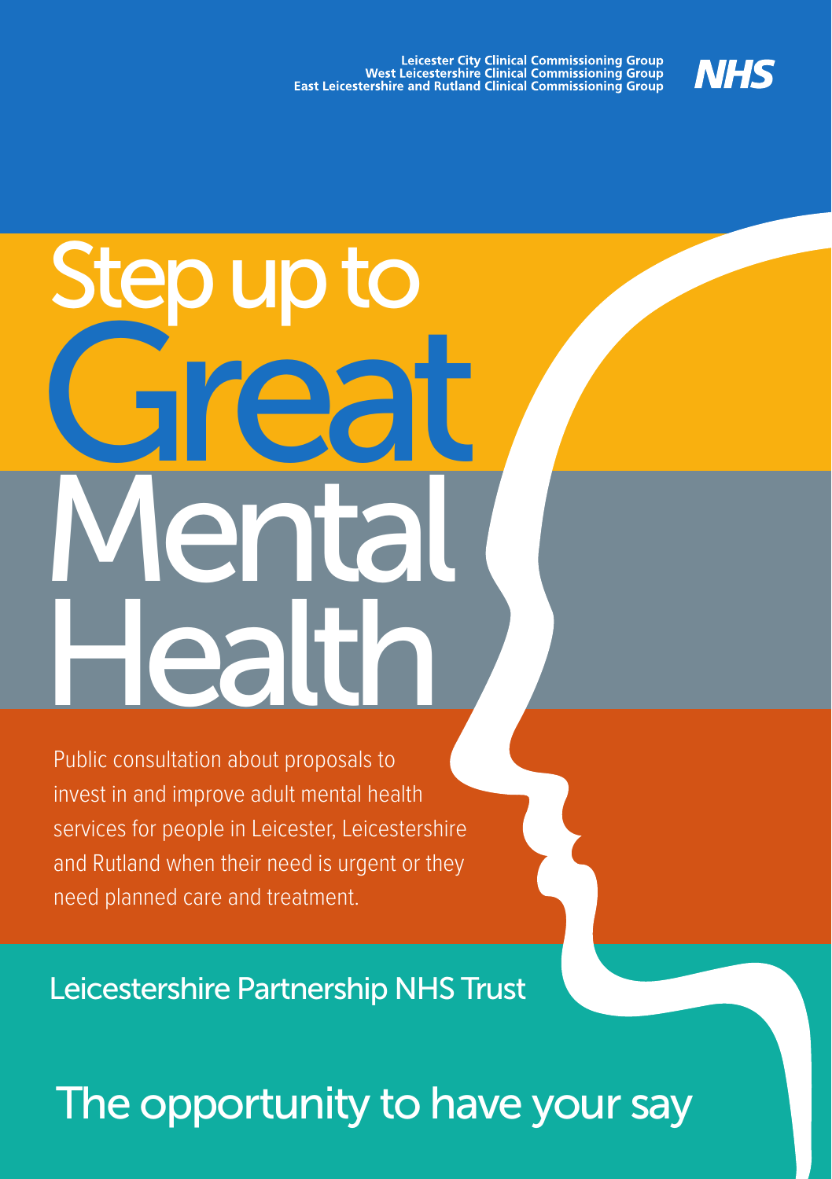Leicester City Clinical Commissioning Group
West Leicestershire Clinical Commissioning Group
East Leicestershire and Rutland Clinical Commissioning Group

NHS

# Step up to Great Mental Health

Public consultation about proposals to invest in and improve adult mental health services for people in Leicester, Leicestershire and Rutland when their need is urgent or they need planned care and treatment.

Leicestershire Partnership NHS Trust

## The opportunity to have your say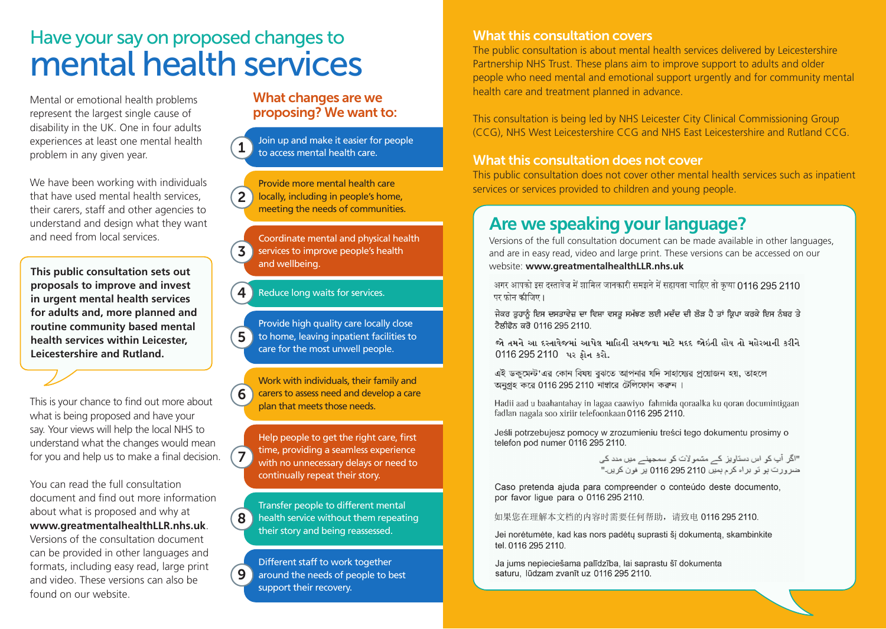# Have your say on proposed changes to mental health services

Mental or emotional health problems represent the largest single cause of disability in the UK. One in four adults experiences at least one mental health problem in any given year.

We have been working with individuals that have used mental health services, their carers, staff and other agencies to understand and design what they want and need from local services.

**This public consultation sets out proposals to improve and invest in urgent mental health services for adults and, more planned and routine community based mental health services within Leicester, Leicestershire and Rutland.**

This is your chance to find out more about what is being proposed and have your say. Your views will help the local NHS to understand what the changes would mean for you and help us to make a final decision.

You can read the full consultation document and find out more information about what is proposed and why at **www.greatmentalhealthLLR.nhs.uk**. Versions of the consultation document can be provided in other languages and formats, including easy read, large print and video. These versions can also be found on our website.

## What changes are we proposing? We want to:

1. Join up and make it easier for people to access mental health care.
2. Provide more mental health care locally, including in people's home, meeting the needs of communities.
3. Coordinate mental and physical health services to improve people's health and wellbeing.
4. Reduce long waits for services.
5. Provide high quality care locally close to home, leaving inpatient facilities to care for the most unwell people.
6. Work with individuals, their family and carers to assess need and develop a care plan that meets those needs.
7. Help people to get the right care, first time, providing a seamless experience with no unnecessary delays or need to continually repeat their story.
8. Transfer people to different mental health service without them repeating their story and being reassessed.
9. Different staff to work together around the needs of people to best support their recovery.

## What this consultation covers

The public consultation is about mental health services delivered by Leicestershire Partnership NHS Trust. These plans aim to improve support to adults and older people who need mental and emotional support urgently and for community mental health care and treatment planned in advance.

This consultation is being led by NHS Leicester City Clinical Commissioning Group (CCG), NHS West Leicestershire CCG and NHS East Leicestershire and Rutland CCG.

## What this consultation does not cover

This public consultation does not cover other mental health services such as inpatient services or services provided to children and young people.

## Are we speaking your language?

Versions of the full consultation document can be made available in other languages, and are in easy read, video and large print. These versions can be accessed on our website: **www.greatmentalhealthLLR.nhs.uk**

अगर आपको इस दस्तावेज में शामिल जानकारी समझने में सहायता चाहिए तो कृपया 0116 295 2110 पर फ़ोन कीजिए।

ਜੇਕਰ ਤੁਹਾਨੂੰ ਇਸ ਦਸਤਾਵੇਜ਼ ਦਾ ਵਿਸ਼ਾ ਵਸਤੂ ਸਮੱਝਣ ਲਈ ਮਦੱਦ ਦੀ ਲੋੜ ਹੈ ਤਾਂ ਕ੍ਰਿਪਾ ਕਰਕੇ ਇਸ ਨੰਬਰ ਤੇ ਟੈਲੀਫੋਨ ਕਰੋ 0116 295 2110.

જો તમને આ દસ્તાવેજમાં આપેલ માહિતી સમજવા માટે મદદ જોઇતી હોય તો મહેરબાની કરીને 0116 295 2110 પર ફોન કરો.

এই ডকুমেন্ট'এর কোন বিষয় বুঝতে আপনার যদি সাহায্যের প্রয়োজন হয়, তাহলে অনুগ্রহ করে 0116 295 2110 নাম্বারে টেলিফোন করুন।

Hadii aad u baahantahay in lagaa caawiyo fahmida qoraalka ku qoran documintigaan fadlan nagala soo xiriir telefoonkaan 0116 295 2110.

Jeśli potrzebujesz pomocy w zrozumieniu treści tego dokumentu prosimy o telefon pod numer 0116 295 2110.

"اگر آپ کو اس دستاویز کے مشمولات کو سمجھنے میں مدد کی ضرورت ہو تو براہ کرم ہمیں 0116 295 2110 پر فون کریں۔"

Caso pretenda ajuda para compreender o conteúdo deste documento, por favor ligue para o 0116 295 2110.

如果您在理解本文档的内容时需要任何帮助，请致电 0116 295 2110.

Jei norėtumėte, kad kas nors padėtų suprasti šį dokumentą, skambinkite tel. 0116 295 2110.

Ja jums nepieciešama palīdzība, lai saprastu šī dokumenta saturu, lūdzam zvanīt uz 0116 295 2110.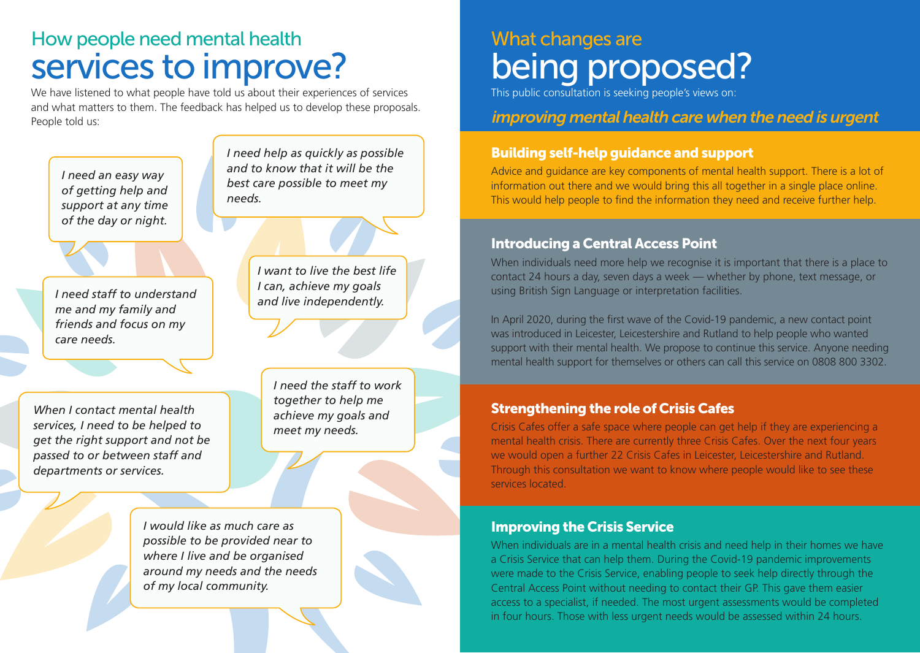## How people need mental health services to improve?

We have listened to what people have told us about their experiences of services and what matters to them. The feedback has helped us to develop these proposals. People told us:

*I need an easy way of getting help and support at any time of the day or night.*

*I need help as quickly as possible and to know that it will be the best care possible to meet my needs.*

*I need staff to understand me and my family and friends and focus on my care needs.*

*I want to live the best life I can, achieve my goals and live independently.*

*When I contact mental health services, I need to be helped to get the right support and not be passed to or between staff and departments or services.*

*I need the staff to work together to help me achieve my goals and meet my needs.*

*I would like as much care as possible to be provided near to where I live and be organised around my needs and the needs of my local community.*

## What changes are being proposed?

This public consultation is seeking people's views on:

*improving mental health care when the need is urgent*

### Building self-help guidance and support

Advice and guidance are key components of mental health support. There is a lot of information out there and we would bring this all together in a single place online. This would help people to find the information they need and receive further help.

### Introducing a Central Access Point

When individuals need more help we recognise it is important that there is a place to contact 24 hours a day, seven days a week — whether by phone, text message, or using British Sign Language or interpretation facilities.

In April 2020, during the first wave of the Covid-19 pandemic, a new contact point was introduced in Leicester, Leicestershire and Rutland to help people who wanted support with their mental health. We propose to continue this service. Anyone needing mental health support for themselves or others can call this service on 0808 800 3302.

### Strengthening the role of Crisis Cafes

Crisis Cafes offer a safe space where people can get help if they are experiencing a mental health crisis. There are currently three Crisis Cafes. Over the next four years we would open a further 22 Crisis Cafes in Leicester, Leicestershire and Rutland. Through this consultation we want to know where people would like to see these services located.

### Improving the Crisis Service

When individuals are in a mental health crisis and need help in their homes we have a Crisis Service that can help them. During the Covid-19 pandemic improvements were made to the Crisis Service, enabling people to seek help directly through the Central Access Point without needing to contact their GP. This gave them easier access to a specialist, if needed. The most urgent assessments would be completed in four hours. Those with less urgent needs would be assessed within 24 hours.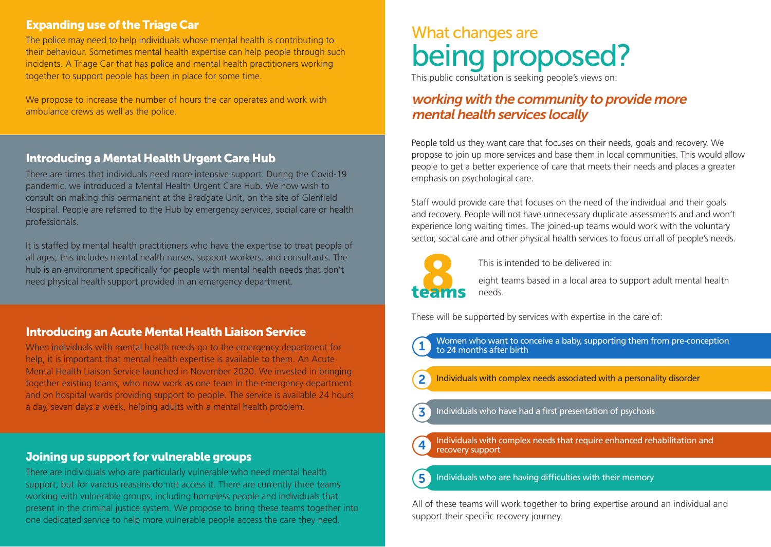## Expanding use of the Triage Car

The police may need to help individuals whose mental health is contributing to their behaviour. Sometimes mental health expertise can help people through such incidents. A Triage Car that has police and mental health practitioners working together to support people has been in place for some time.

We propose to increase the number of hours the car operates and work with ambulance crews as well as the police.

## Introducing a Mental Health Urgent Care Hub

There are times that individuals need more intensive support. During the Covid-19 pandemic, we introduced a Mental Health Urgent Care Hub. We now wish to consult on making this permanent at the Bradgate Unit, on the site of Glenfield Hospital. People are referred to the Hub by emergency services, social care or health professionals.

It is staffed by mental health practitioners who have the expertise to treat people of all ages; this includes mental health nurses, support workers, and consultants. The hub is an environment specifically for people with mental health needs that don't need physical health support provided in an emergency department.

## Introducing an Acute Mental Health Liaison Service

When individuals with mental health needs go to the emergency department for help, it is important that mental health expertise is available to them. An Acute Mental Health Liaison Service launched in November 2020. We invested in bringing together existing teams, who now work as one team in the emergency department and on hospital wards providing support to people. The service is available 24 hours a day, seven days a week, helping adults with a mental health problem.

## Joining up support for vulnerable groups

There are individuals who are particularly vulnerable who need mental health support, but for various reasons do not access it. There are currently three teams working with vulnerable groups, including homeless people and individuals that present in the criminal justice system. We propose to bring these teams together into one dedicated service to help more vulnerable people access the care they need.

# What changes are being proposed?

This public consultation is seeking people's views on:

## *working with the community to provide more mental health services locally*

People told us they want care that focuses on their needs, goals and recovery. We propose to join up more services and base them in local communities. This would allow people to get a better experience of care that meets their needs and places a greater emphasis on psychological care.

Staff would provide care that focuses on the need of the individual and their goals and recovery. People will not have unnecessary duplicate assessments and and won't experience long waiting times. The joined-up teams would work with the voluntary sector, social care and other physical health services to focus on all of people's needs.

**8 teams**

This is intended to be delivered in:

eight teams based in a local area to support adult mental health needs.

These will be supported by services with expertise in the care of:

1. Women who want to conceive a baby, supporting them from pre-conception to 24 months after birth
2. Individuals with complex needs associated with a personality disorder
3. Individuals who have had a first presentation of psychosis
4. Individuals with complex needs that require enhanced rehabilitation and recovery support
5. Individuals who are having difficulties with their memory

All of these teams will work together to bring expertise around an individual and support their specific recovery journey.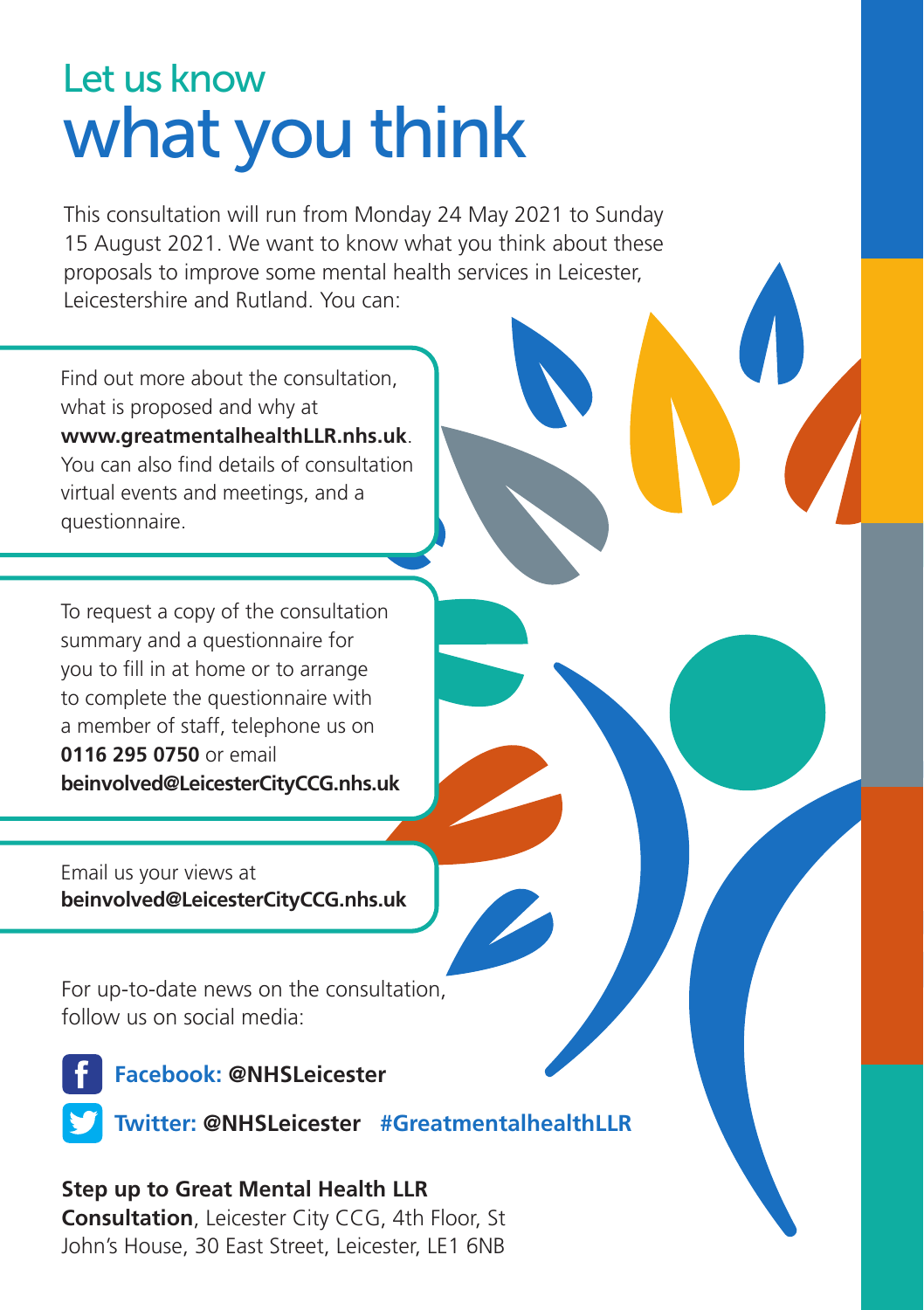# Let us know what you think

This consultation will run from Monday 24 May 2021 to Sunday 15 August 2021. We want to know what you think about these proposals to improve some mental health services in Leicester, Leicestershire and Rutland. You can:

Find out more about the consultation, what is proposed and why at **www.greatmentalhealthLLR.nhs.uk**. You can also find details of consultation virtual events and meetings, and a questionnaire.

To request a copy of the consultation summary and a questionnaire for you to fill in at home or to arrange to complete the questionnaire with a member of staff, telephone us on **0116 295 0750** or email **beinvolved@LeicesterCityCCG.nhs.uk**

Email us your views at **beinvolved@LeicesterCityCCG.nhs.uk**

For up-to-date news on the consultation, follow us on social media:

**Facebook: @NHSLeicester**

**Twitter: @NHSLeicester #GreatmentalhealthLLR**

**Step up to Great Mental Health LLR Consultation**, Leicester City CCG, 4th Floor, St John's House, 30 East Street, Leicester, LE1 6NB